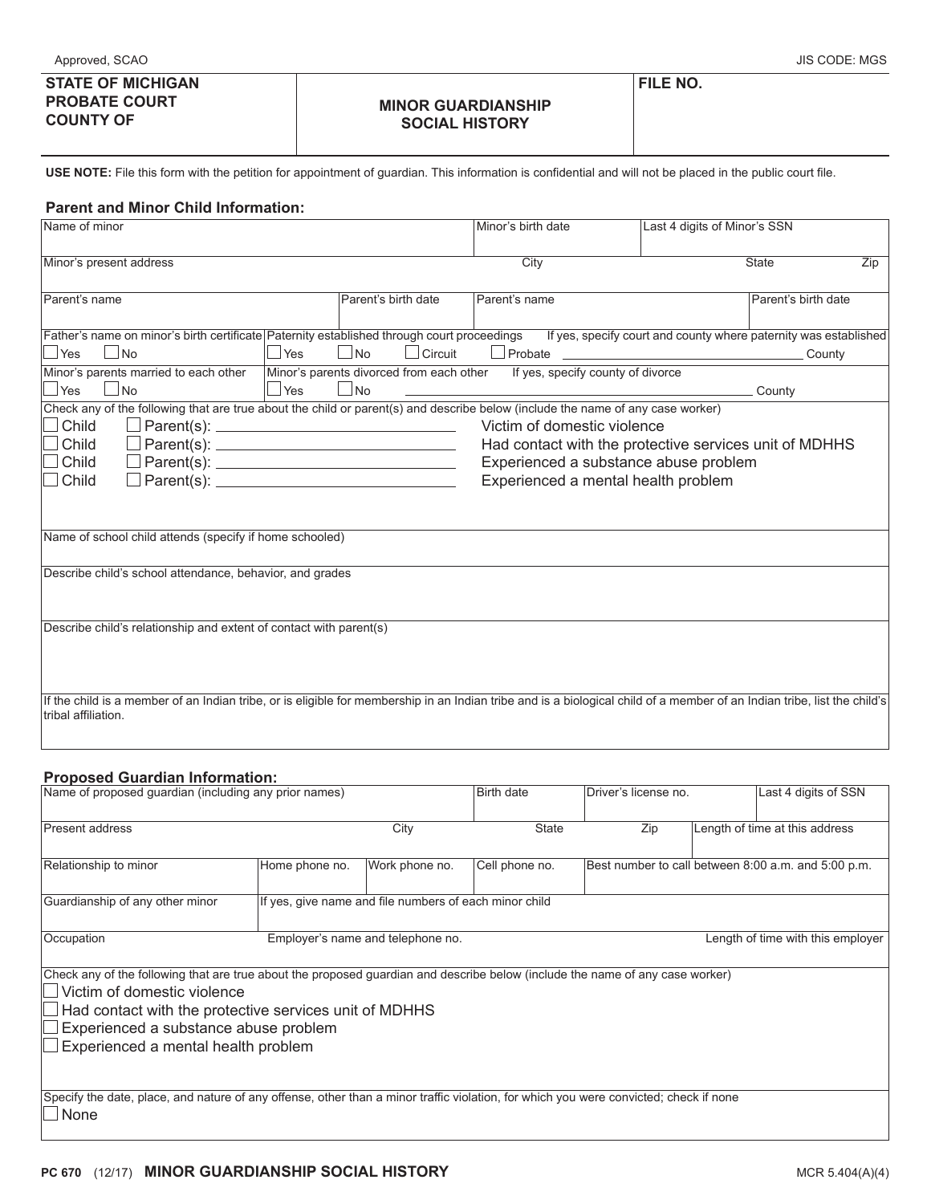Approved, SCAO | JIS CODE: MGS

| STATE OF MICHIGAN<br>PROBATE COURT<br>COUNTY OF | MINOR GUARDIANSHIP<br>SOCIAL HISTORY | FILE NO. |
|---|---|---|

**USE NOTE:** File this form with the petition for appointment of guardian. This information is confidential and will not be placed in the public court file.

## Parent and Minor Child Information:

| Name of minor | Minor's birth date | Last 4 digits of Minor's SSN |
|---|---|---|

| Minor's present address | City | State | Zip |
|---|---|---|---|

| Parent's name | Parent's birth date | Parent's name | Parent's birth date |
|---|---|---|---|

| Father's name on minor's birth certificate | Paternity established through court proceedings | If yes, specify court and county where paternity was established |
|---|---|---|
| ☐ Yes ☐ No | ☐ Yes ☐ No ☐ Circuit | ☐ Probate ______________________ County |

| Minor's parents married to each other | Minor's parents divorced from each other | If yes, specify county of divorce |
|---|---|---|
| ☐ Yes ☐ No | ☐ Yes ☐ No | ______________________ County |

Check any of the following that are true about the child or parent(s) and describe below (include the name of any case worker)

- ☐ Child ☐ Parent(s): ______________________ Victim of domestic violence
- ☐ Child ☐ Parent(s): ______________________ Had contact with the protective services unit of MDHHS
- ☐ Child ☐ Parent(s): ______________________ Experienced a substance abuse problem
- ☐ Child ☐ Parent(s): ______________________ Experienced a mental health problem

Name of school child attends (specify if home schooled)

Describe child's school attendance, behavior, and grades

Describe child's relationship and extent of contact with parent(s)

If the child is a member of an Indian tribe, or is eligible for membership in an Indian tribe and is a biological child of a member of an Indian tribe, list the child's tribal affiliation.

## Proposed Guardian Information:

| Name of proposed guardian (including any prior names) | Birth date | Driver's license no. | Last 4 digits of SSN |
|---|---|---|---|

| Present address | City | State | Zip | Length of time at this address |
|---|---|---|---|---|

| Relationship to minor | Home phone no. | Work phone no. | Cell phone no. | Best number to call between 8:00 a.m. and 5:00 p.m. |
|---|---|---|---|---|

| Guardianship of any other minor | If yes, give name and file numbers of each minor child |
|---|---|

| Occupation | Employer's name and telephone no. | Length of time with this employer |
|---|---|---|

Check any of the following that are true about the proposed guardian and describe below (include the name of any case worker)

- ☐ Victim of domestic violence
- ☐ Had contact with the protective services unit of MDHHS
- ☐ Experienced a substance abuse problem
- ☐ Experienced a mental health problem

Specify the date, place, and nature of any offense, other than a minor traffic violation, for which you were convicted; check if none

☐ None

PC 670 (12/17) **MINOR GUARDIANSHIP SOCIAL HISTORY** MCR 5.404(A)(4)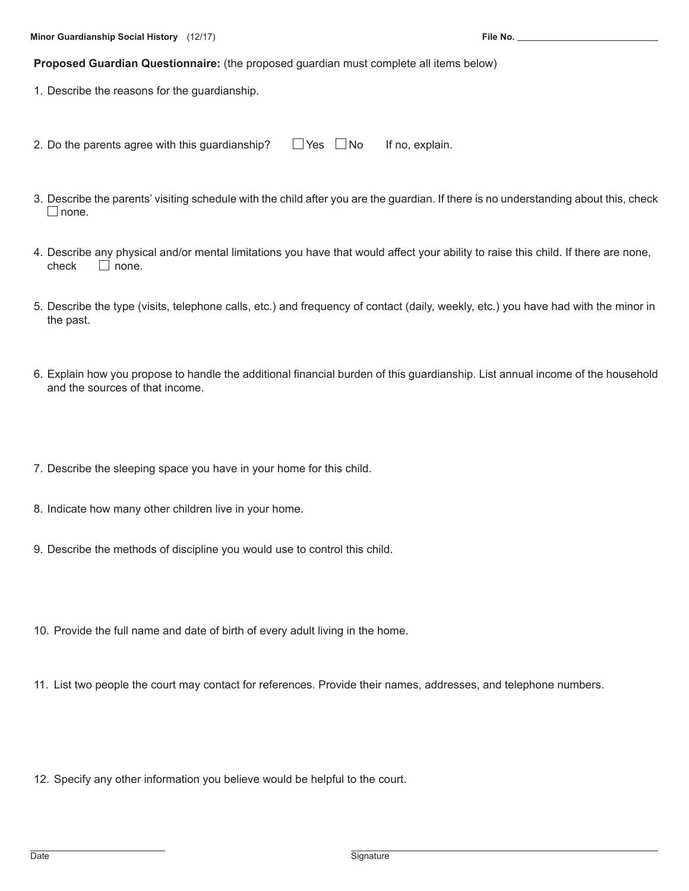Minor Guardianship Social History (12/17) File No. ______________________

**Proposed Guardian Questionnaire:** (the proposed guardian must complete all items below)

1. Describe the reasons for the guardianship.

2. Do the parents agree with this guardianship? ☐ Yes ☐ No If no, explain.

3. Describe the parents' visiting schedule with the child after you are the guardian. If there is no understanding about this, check ☐ none.

4. Describe any physical and/or mental limitations you have that would affect your ability to raise this child. If there are none, check ☐ none.

5. Describe the type (visits, telephone calls, etc.) and frequency of contact (daily, weekly, etc.) you have had with the minor in the past.

6. Explain how you propose to handle the additional financial burden of this guardianship. List annual income of the household and the sources of that income.

7. Describe the sleeping space you have in your home for this child.

8. Indicate how many other children live in your home.

9. Describe the methods of discipline you would use to control this child.

10. Provide the full name and date of birth of every adult living in the home.

11. List two people the court may contact for references. Provide their names, addresses, and telephone numbers.

12. Specify any other information you believe would be helpful to the court.

______________________ ______________________
Date Signature